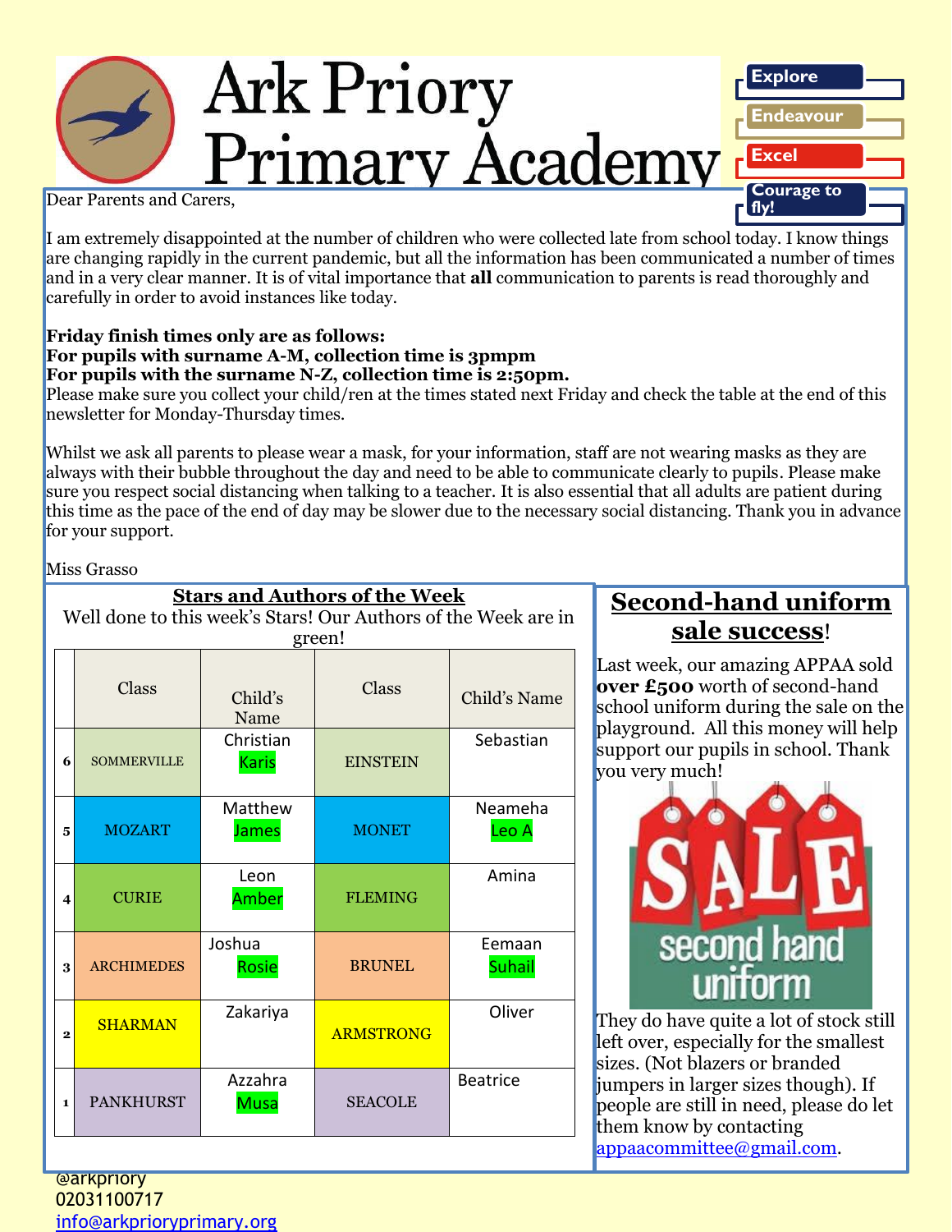# Ark Priory Primary Academy

Explore

Endeavour

Excel

Courage to fly!

Dear Parents and Carers,

I am extremely disappointed at the number of children who were collected late from school today. I know things are changing rapidly in the current pandemic, but all the information has been communicated a number of times and in a very clear manner. It is of vital importance that **all** communication to parents is read thoroughly and carefully in order to avoid instances like today.

**Friday finish times only are as follows:**
**For pupils with surname A-M, collection time is 3pmpm**
**For pupils with the surname N-Z, collection time is 2:50pm.**
Please make sure you collect your child/ren at the times stated next Friday and check the table at the end of this newsletter for Monday-Thursday times.

Whilst we ask all parents to please wear a mask, for your information, staff are not wearing masks as they are always with their bubble throughout the day and need to be able to communicate clearly to pupils. Please make sure you respect social distancing when talking to a teacher. It is also essential that all adults are patient during this time as the pace of the end of day may be slower due to the necessary social distancing. Thank you in advance for your support.

Miss Grasso

## Stars and Authors of the Week

Well done to this week's Stars! Our Authors of the Week are in green!

| | Class | Child's Name | Class | Child's Name |
|---|---|---|---|---|
| 6 | SOMMERVILLE | Christian Karis | EINSTEIN | Sebastian |
| 5 | MOZART | Matthew James | MONET | Neameha Leo A |
| 4 | CURIE | Leon Amber | FLEMING | Amina |
| 3 | ARCHIMEDES | Joshua Rosie | BRUNEL | Eemaan Suhail |
| 2 | SHARMAN | Zakariya | ARMSTRONG | Oliver |
| 1 | PANKHURST | Azzahra Musa | SEACOLE | Beatrice |

## Second-hand uniform sale success!

Last week, our amazing APPAA sold **over £500** worth of second-hand school uniform during the sale on the playground. All this money will help support our pupils in school. Thank you very much!

They do have quite a lot of stock still left over, especially for the smallest sizes. (Not blazers or branded jumpers in larger sizes though). If people are still in need, please do let them know by contacting appaacommittee@gmail.com.

@arkpriory
02031100717
info@arkprioryprimary.org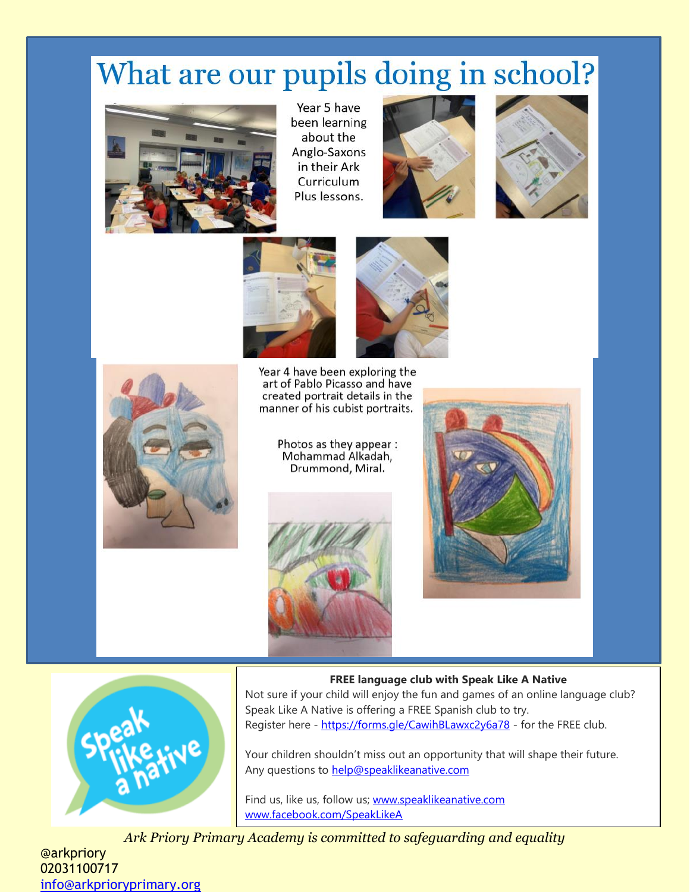# What are our pupils doing in school?

Year 5 have been learning about the Anglo-Saxons in their Ark Curriculum Plus lessons.

Year 4 have been exploring the art of Pablo Picasso and have created portrait details in the manner of his cubist portraits.

Photos as they appear : Mohammad Alkadah, Drummond, Miral.

**FREE language club with Speak Like A Native**

Not sure if your child will enjoy the fun and games of an online language club? Speak Like A Native is offering a FREE Spanish club to try.
Register here - https://forms.gle/CawihBLawxc2y6a78 - for the FREE club.

Your children shouldn't miss out an opportunity that will shape their future.
Any questions to help@speaklikeanative.com

Find us, like us, follow us; www.speaklikeanative.com
www.facebook.com/SpeakLikeA

*Ark Priory Primary Academy is committed to safeguarding and equality*

@arkpriory
02031100717
info@arkprioryprimary.org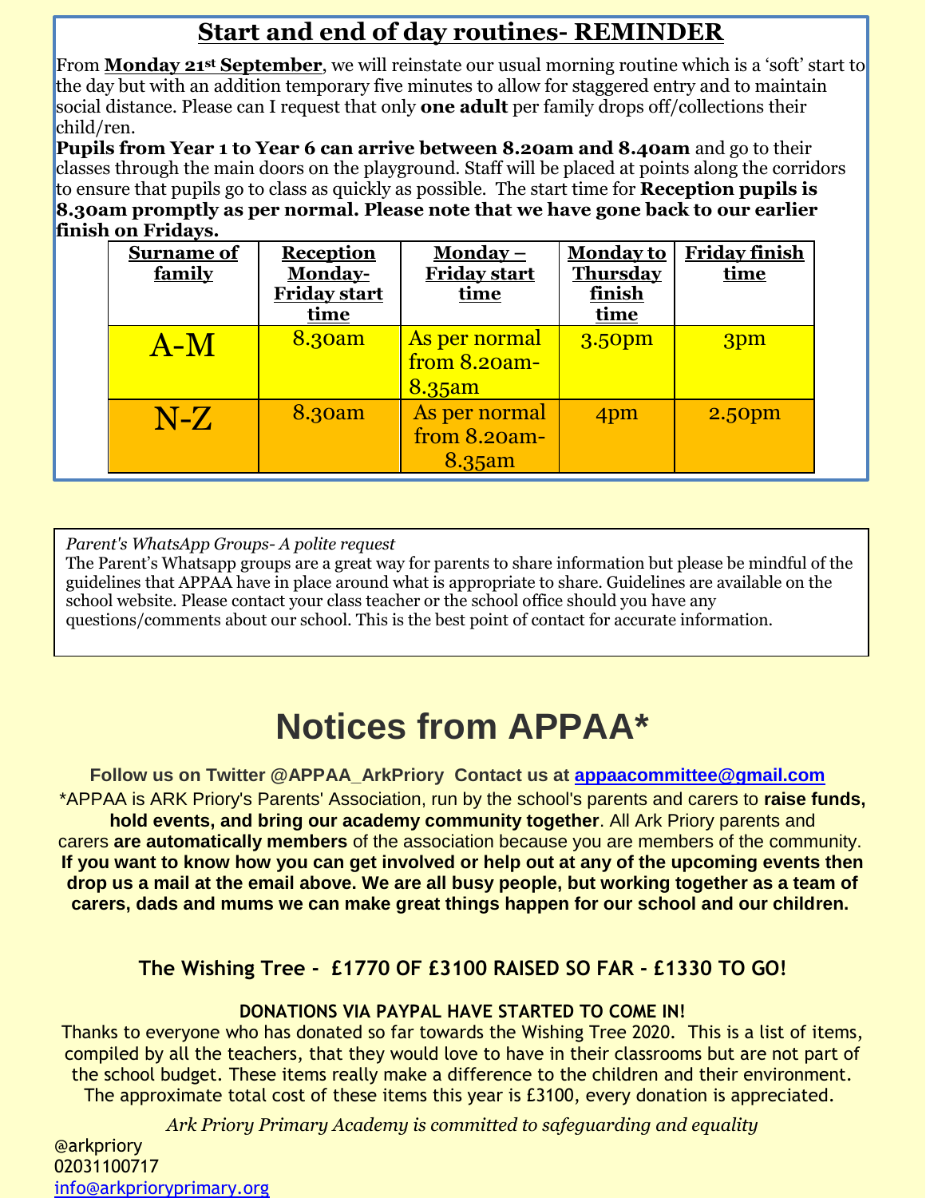## Start and end of day routines- REMINDER

From **Monday 21st September**, we will reinstate our usual morning routine which is a 'soft' start to the day but with an addition temporary five minutes to allow for staggered entry and to maintain social distance. Please can I request that only **one adult** per family drops off/collections their child/ren.

**Pupils from Year 1 to Year 6 can arrive between 8.20am and 8.40am** and go to their classes through the main doors on the playground. Staff will be placed at points along the corridors to ensure that pupils go to class as quickly as possible. The start time for **Reception pupils is 8.30am promptly as per normal. Please note that we have gone back to our earlier finish on Fridays.**

| Surname of family | Reception Monday-Friday start time | Monday – Friday start time | Monday to Thursday finish time | Friday finish time |
|---|---|---|---|---|
| A-M | 8.30am | As per normal from 8.20am-8.35am | 3.50pm | 3pm |
| N-Z | 8.30am | As per normal from 8.20am-8.35am | 4pm | 2.50pm |

*Parent's WhatsApp Groups- A polite request*

The Parent's Whatsapp groups are a great way for parents to share information but please be mindful of the guidelines that APPAA have in place around what is appropriate to share. Guidelines are available on the school website. Please contact your class teacher or the school office should you have any questions/comments about our school. This is the best point of contact for accurate information.

# Notices from APPAA*

**Follow us on Twitter @APPAA_ArkPriory Contact us at appaacommittee@gmail.com**

*APPAA is ARK Priory's Parents' Association, run by the school's parents and carers to **raise funds, hold events, and bring our academy community together**. All Ark Priory parents and carers **are automatically members** of the association because you are members of the community. **If you want to know how you can get involved or help out at any of the upcoming events then drop us a mail at the email above. We are all busy people, but working together as a team of carers, dads and mums we can make great things happen for our school and our children.**

### The Wishing Tree - £1770 OF £3100 RAISED SO FAR - £1330 TO GO!

**DONATIONS VIA PAYPAL HAVE STARTED TO COME IN!**

Thanks to everyone who has donated so far towards the Wishing Tree 2020. This is a list of items, compiled by all the teachers, that they would love to have in their classrooms but are not part of the school budget. These items really make a difference to the children and their environment. The approximate total cost of these items this year is £3100, every donation is appreciated.

*Ark Priory Primary Academy is committed to safeguarding and equality*

@arkpriory
02031100717
info@arkprioryprimary.org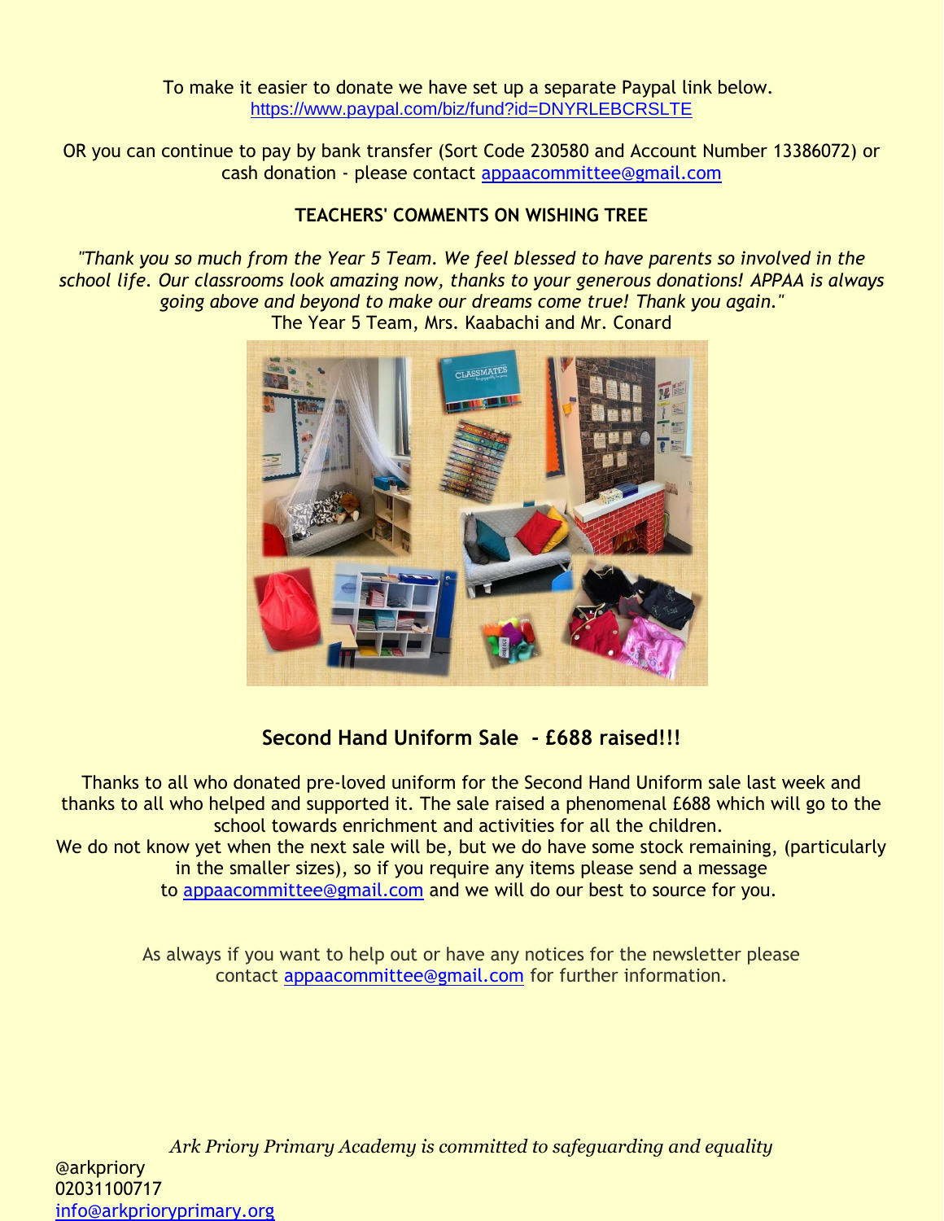To make it easier to donate we have set up a separate Paypal link below.
https://www.paypal.com/biz/fund?id=DNYRLEBCRSLTE

OR you can continue to pay by bank transfer (Sort Code 230580 and Account Number 13386072) or cash donation - please contact appaacommittee@gmail.com

**TEACHERS' COMMENTS ON WISHING TREE**

*"Thank you so much from the Year 5 Team. We feel blessed to have parents so involved in the school life. Our classrooms look amazing now, thanks to your generous donations! APPAA is always going above and beyond to make our dreams come true! Thank you again."*
The Year 5 Team, Mrs. Kaabachi and Mr. Conard

## Second Hand Uniform Sale - £688 raised!!!

Thanks to all who donated pre-loved uniform for the Second Hand Uniform sale last week and thanks to all who helped and supported it. The sale raised a phenomenal £688 which will go to the school towards enrichment and activities for all the children.
We do not know yet when the next sale will be, but we do have some stock remaining, (particularly in the smaller sizes), so if you require any items please send a message to appaacommittee@gmail.com and we will do our best to source for you.

As always if you want to help out or have any notices for the newsletter please contact appaacommittee@gmail.com for further information.

*Ark Priory Primary Academy is committed to safeguarding and equality*

@arkpriory
02031100717
info@arkprioryprimary.org